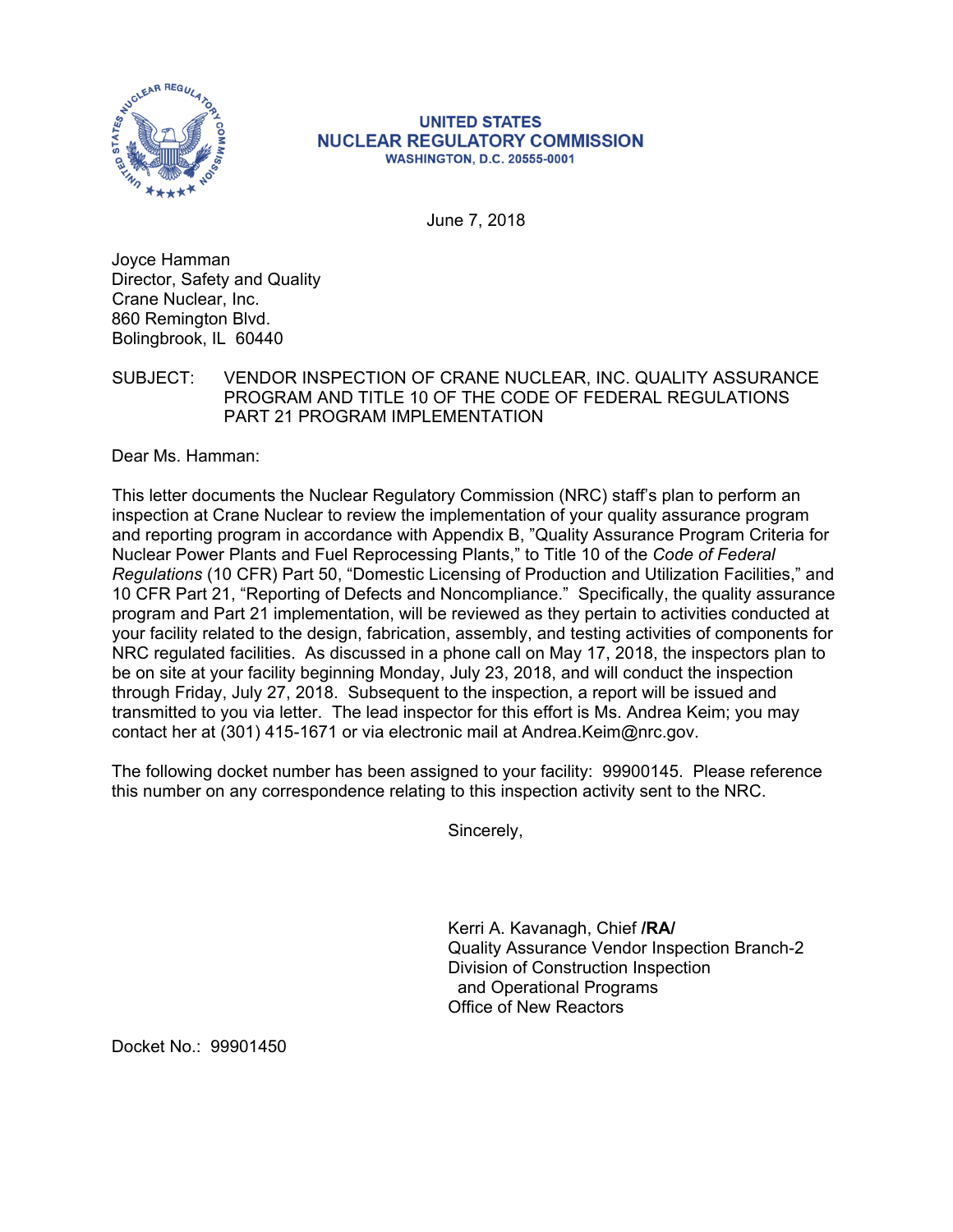**UNITED STATES**
**NUCLEAR REGULATORY COMMISSION**
**WASHINGTON, D.C. 20555-0001**

June 7, 2018

Joyce Hamman
Director, Safety and Quality
Crane Nuclear, Inc.
860 Remington Blvd.
Bolingbrook, IL 60440

SUBJECT: VENDOR INSPECTION OF CRANE NUCLEAR, INC. QUALITY ASSURANCE PROGRAM AND TITLE 10 OF THE CODE OF FEDERAL REGULATIONS PART 21 PROGRAM IMPLEMENTATION

Dear Ms. Hamman:

This letter documents the Nuclear Regulatory Commission (NRC) staff's plan to perform an inspection at Crane Nuclear to review the implementation of your quality assurance program and reporting program in accordance with Appendix B, "Quality Assurance Program Criteria for Nuclear Power Plants and Fuel Reprocessing Plants," to Title 10 of the *Code of Federal Regulations* (10 CFR) Part 50, "Domestic Licensing of Production and Utilization Facilities," and 10 CFR Part 21, "Reporting of Defects and Noncompliance." Specifically, the quality assurance program and Part 21 implementation, will be reviewed as they pertain to activities conducted at your facility related to the design, fabrication, assembly, and testing activities of components for NRC regulated facilities. As discussed in a phone call on May 17, 2018, the inspectors plan to be on site at your facility beginning Monday, July 23, 2018, and will conduct the inspection through Friday, July 27, 2018. Subsequent to the inspection, a report will be issued and transmitted to you via letter. The lead inspector for this effort is Ms. Andrea Keim; you may contact her at (301) 415-1671 or via electronic mail at Andrea.Keim@nrc.gov.

The following docket number has been assigned to your facility: 99900145. Please reference this number on any correspondence relating to this inspection activity sent to the NRC.

Sincerely,

Kerri A. Kavanagh, Chief **/RA/**
Quality Assurance Vendor Inspection Branch-2
Division of Construction Inspection
and Operational Programs
Office of New Reactors

Docket No.: 99901450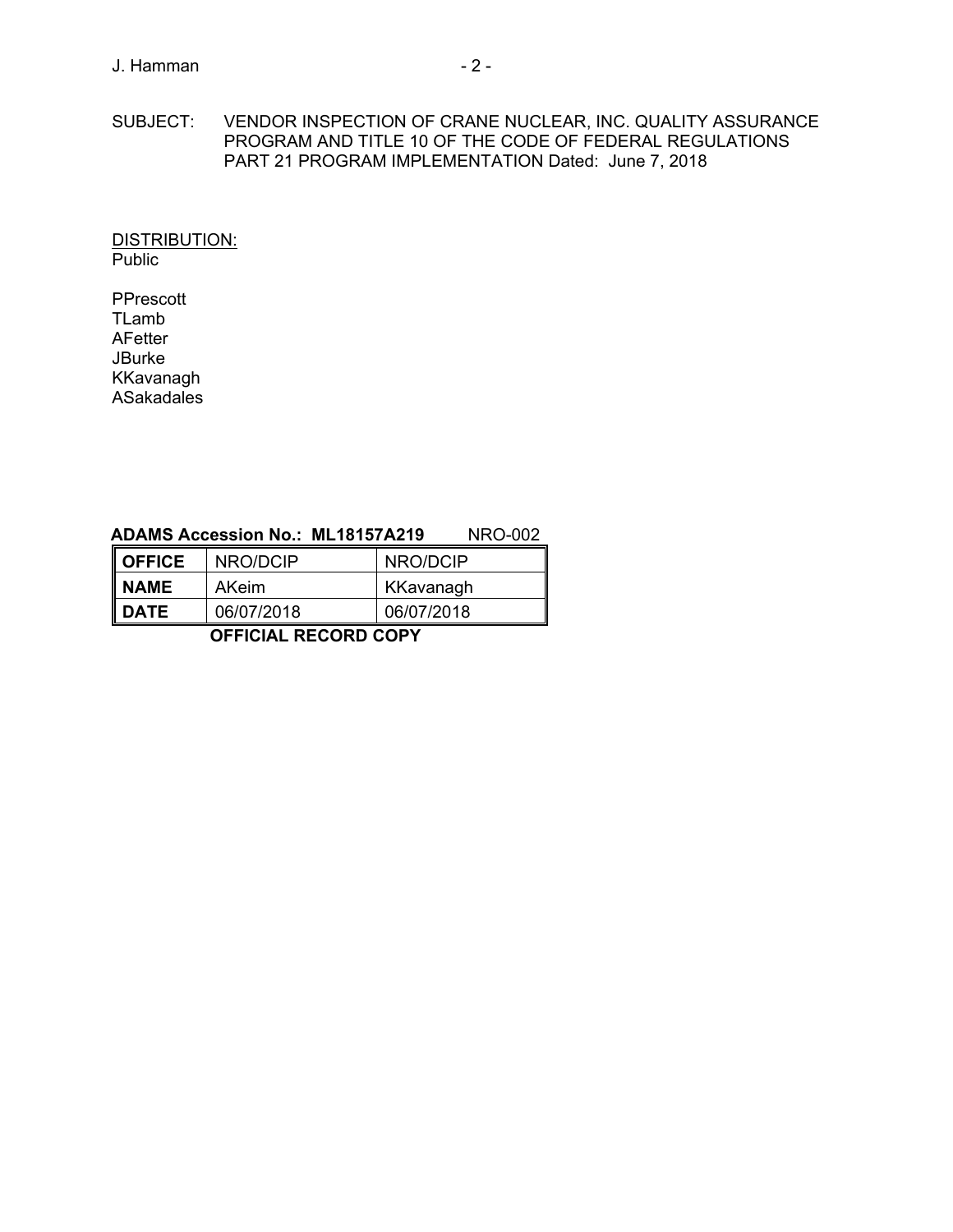SUBJECT: VENDOR INSPECTION OF CRANE NUCLEAR, INC. QUALITY ASSURANCE PROGRAM AND TITLE 10 OF THE CODE OF FEDERAL REGULATIONS PART 21 PROGRAM IMPLEMENTATION Dated: June 7, 2018

DISTRIBUTION:
Public

PPrescott
TLamb
AFetter
JBurke
KKavanagh
ASakadales

**ADAMS Accession No.: ML18157A219** NRO-002

| **OFFICE** | NRO/DCIP | NRO/DCIP |
|---|---|---|
| **NAME** | AKeim | KKavanagh |
| **DATE** | 06/07/2018 | 06/07/2018 |

**OFFICIAL RECORD COPY**